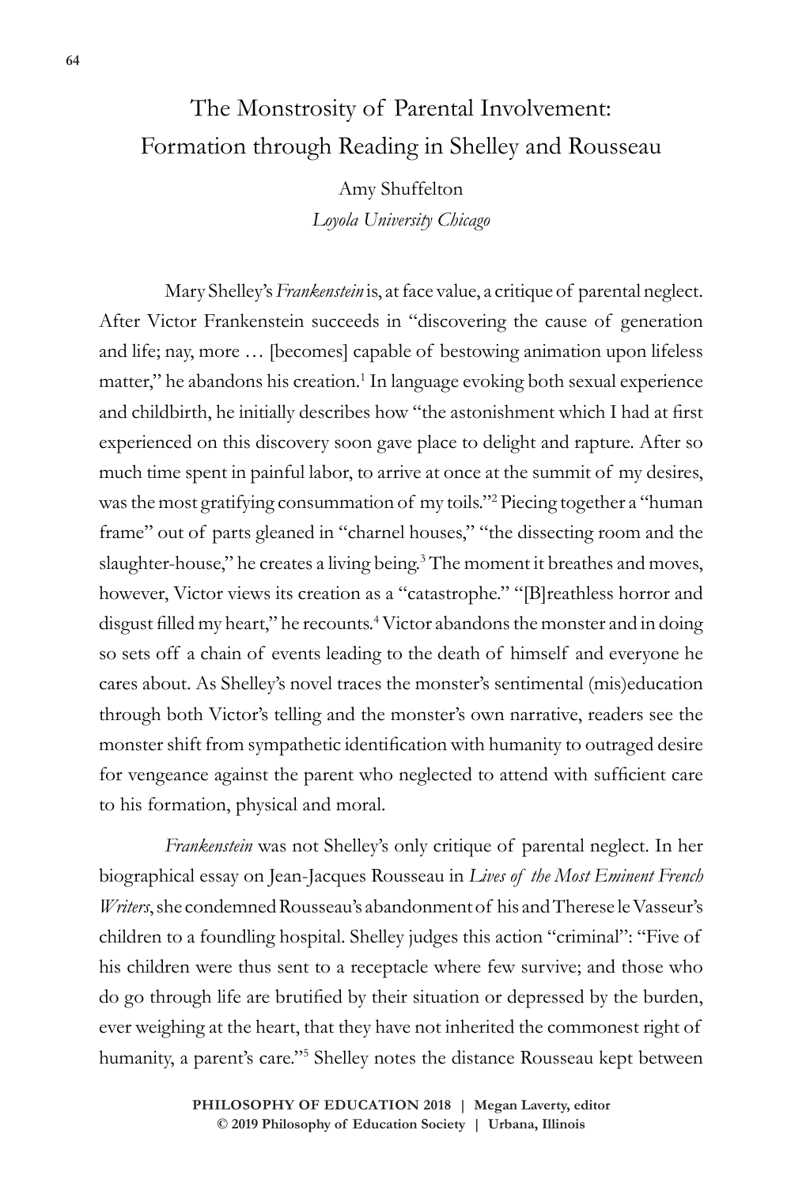# The Monstrosity of Parental Involvement: Formation through Reading in Shelley and Rousseau

Amy Shuffelton
*Loyola University Chicago*

Mary Shelley's *Frankenstein* is, at face value, a critique of parental neglect. After Victor Frankenstein succeeds in "discovering the cause of generation and life; nay, more … [becomes] capable of bestowing animation upon lifeless matter," he abandons his creation.[1] In language evoking both sexual experience and childbirth, he initially describes how "the astonishment which I had at first experienced on this discovery soon gave place to delight and rapture. After so much time spent in painful labor, to arrive at once at the summit of my desires, was the most gratifying consummation of my toils."[2] Piecing together a "human frame" out of parts gleaned in "charnel houses," "the dissecting room and the slaughter-house," he creates a living being.[3] The moment it breathes and moves, however, Victor views its creation as a "catastrophe." "[B]reathless horror and disgust filled my heart," he recounts.[4] Victor abandons the monster and in doing so sets off a chain of events leading to the death of himself and everyone he cares about. As Shelley's novel traces the monster's sentimental (mis)education through both Victor's telling and the monster's own narrative, readers see the monster shift from sympathetic identification with humanity to outraged desire for vengeance against the parent who neglected to attend with sufficient care to his formation, physical and moral.

*Frankenstein* was not Shelley's only critique of parental neglect. In her biographical essay on Jean-Jacques Rousseau in *Lives of the Most Eminent French Writers*, she condemned Rousseau's abandonment of his and Therese le Vasseur's children to a foundling hospital. Shelley judges this action "criminal": "Five of his children were thus sent to a receptacle where few survive; and those who do go through life are brutified by their situation or depressed by the burden, ever weighing at the heart, that they have not inherited the commonest right of humanity, a parent's care."[5] Shelley notes the distance Rousseau kept between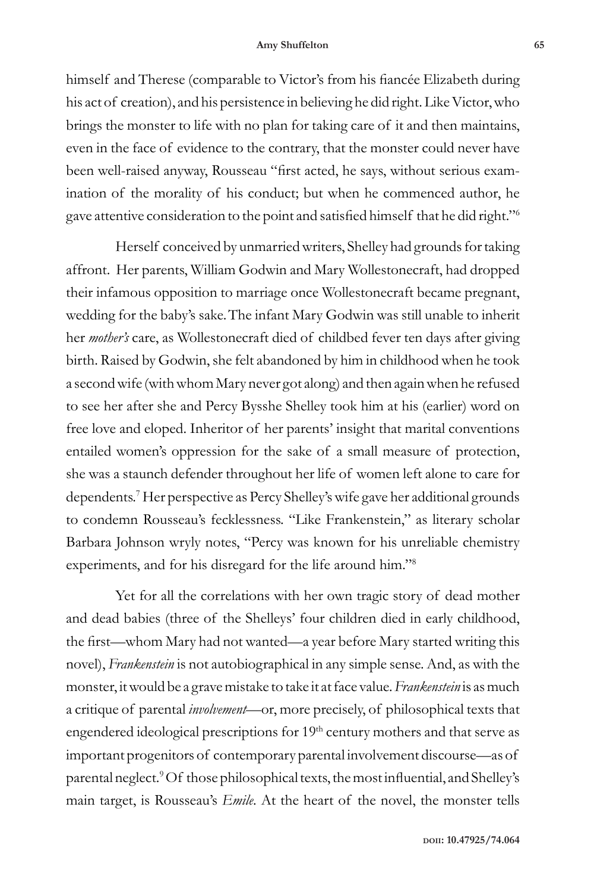himself and Therese (comparable to Victor's from his fiancée Elizabeth during his act of creation), and his persistence in believing he did right. Like Victor, who brings the monster to life with no plan for taking care of it and then maintains, even in the face of evidence to the contrary, that the monster could never have been well-raised anyway, Rousseau "first acted, he says, without serious examination of the morality of his conduct; but when he commenced author, he gave attentive consideration to the point and satisfied himself that he did right."[6]

Herself conceived by unmarried writers, Shelley had grounds for taking affront. Her parents, William Godwin and Mary Wollestonecraft, had dropped their infamous opposition to marriage once Wollestonecraft became pregnant, wedding for the baby's sake. The infant Mary Godwin was still unable to inherit her *mother's* care, as Wollestonecraft died of childbed fever ten days after giving birth. Raised by Godwin, she felt abandoned by him in childhood when he took a second wife (with whom Mary never got along) and then again when he refused to see her after she and Percy Bysshe Shelley took him at his (earlier) word on free love and eloped. Inheritor of her parents' insight that marital conventions entailed women's oppression for the sake of a small measure of protection, she was a staunch defender throughout her life of women left alone to care for dependents.[7] Her perspective as Percy Shelley's wife gave her additional grounds to condemn Rousseau's fecklessness. "Like Frankenstein," as literary scholar Barbara Johnson wryly notes, "Percy was known for his unreliable chemistry experiments, and for his disregard for the life around him."[8]

Yet for all the correlations with her own tragic story of dead mother and dead babies (three of the Shelleys' four children died in early childhood, the first—whom Mary had not wanted—a year before Mary started writing this novel), *Frankenstein* is not autobiographical in any simple sense. And, as with the monster, it would be a grave mistake to take it at face value. *Frankenstein* is as much a critique of parental *involvement*—or, more precisely, of philosophical texts that engendered ideological prescriptions for 19th century mothers and that serve as important progenitors of contemporary parental involvement discourse—as of parental neglect.[9] Of those philosophical texts, the most influential, and Shelley's main target, is Rousseau's *Emile*. At the heart of the novel, the monster tells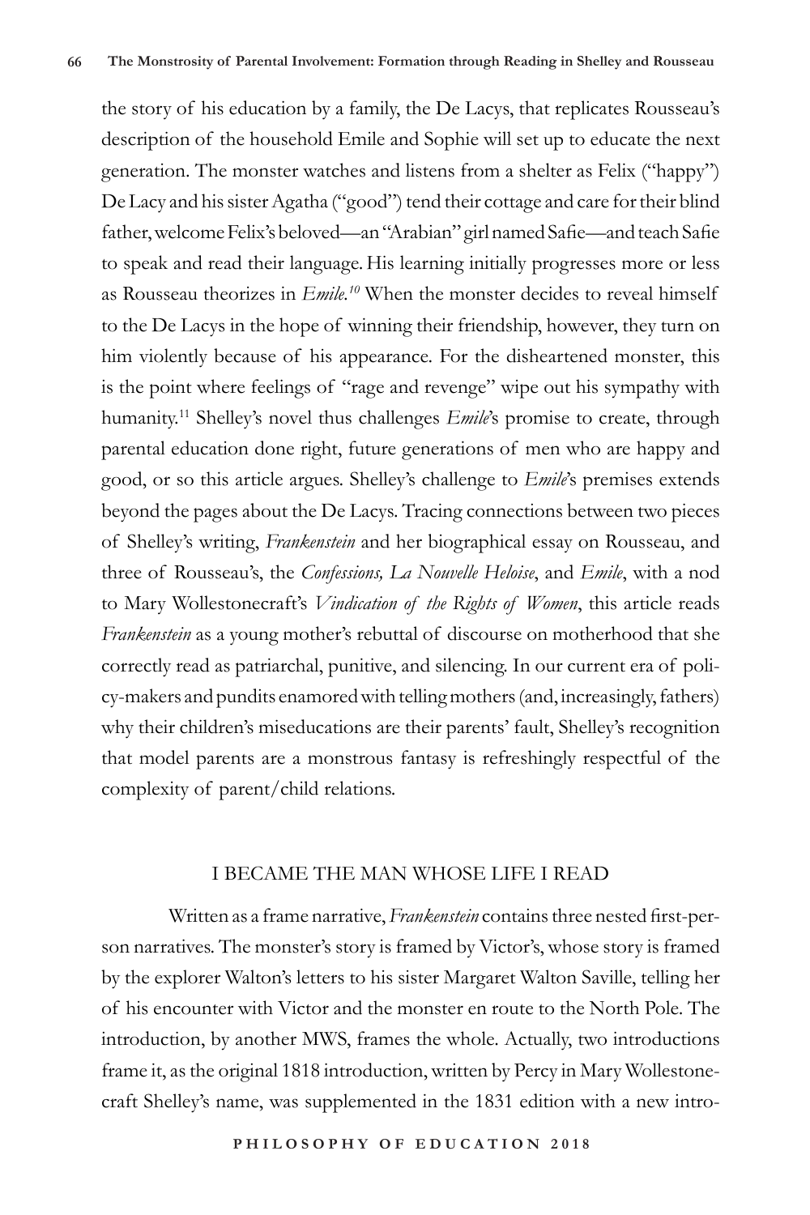the story of his education by a family, the De Lacys, that replicates Rousseau's description of the household Emile and Sophie will set up to educate the next generation. The monster watches and listens from a shelter as Felix ("happy") De Lacy and his sister Agatha ("good") tend their cottage and care for their blind father, welcome Felix's beloved—an "Arabian" girl named Safie—and teach Safie to speak and read their language. His learning initially progresses more or less as Rousseau theorizes in *Emile*.[10] When the monster decides to reveal himself to the De Lacys in the hope of winning their friendship, however, they turn on him violently because of his appearance. For the disheartened monster, this is the point where feelings of "rage and revenge" wipe out his sympathy with humanity.[11] Shelley's novel thus challenges *Emile*'s promise to create, through parental education done right, future generations of men who are happy and good, or so this article argues. Shelley's challenge to *Emile*'s premises extends beyond the pages about the De Lacys. Tracing connections between two pieces of Shelley's writing, *Frankenstein* and her biographical essay on Rousseau, and three of Rousseau's, the *Confessions, La Nouvelle Heloise*, and *Emile*, with a nod to Mary Wollestonecraft's *Vindication of the Rights of Women*, this article reads *Frankenstein* as a young mother's rebuttal of discourse on motherhood that she correctly read as patriarchal, punitive, and silencing. In our current era of policy-makers and pundits enamored with telling mothers (and, increasingly, fathers) why their children's miseducations are their parents' fault, Shelley's recognition that model parents are a monstrous fantasy is refreshingly respectful of the complexity of parent/child relations.

## I BECAME THE MAN WHOSE LIFE I READ

Written as a frame narrative, *Frankenstein* contains three nested first-person narratives. The monster's story is framed by Victor's, whose story is framed by the explorer Walton's letters to his sister Margaret Walton Saville, telling her of his encounter with Victor and the monster en route to the North Pole. The introduction, by another MWS, frames the whole. Actually, two introductions frame it, as the original 1818 introduction, written by Percy in Mary Wollestonecraft Shelley's name, was supplemented in the 1831 edition with a new intro-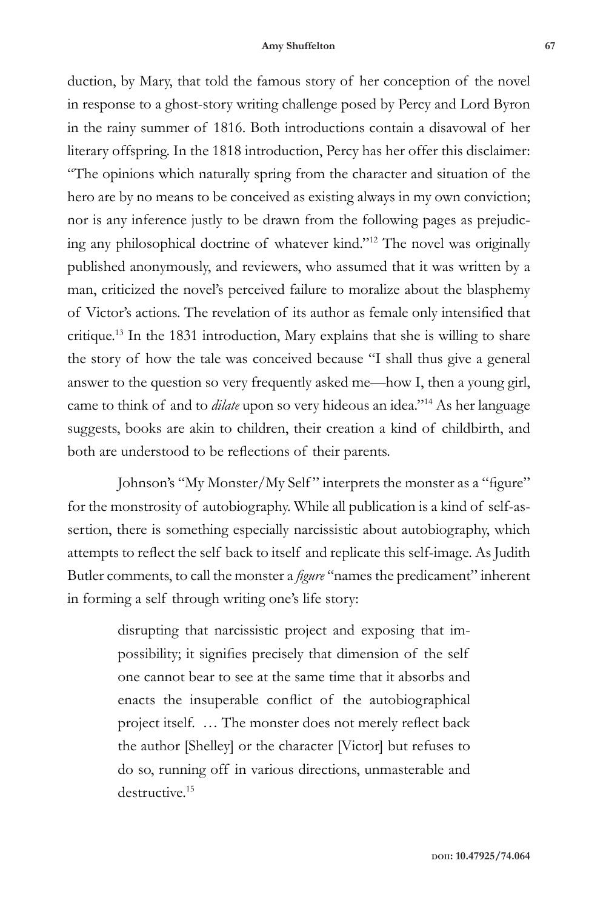duction, by Mary, that told the famous story of her conception of the novel in response to a ghost-story writing challenge posed by Percy and Lord Byron in the rainy summer of 1816. Both introductions contain a disavowal of her literary offspring. In the 1818 introduction, Percy has her offer this disclaimer: "The opinions which naturally spring from the character and situation of the hero are by no means to be conceived as existing always in my own conviction; nor is any inference justly to be drawn from the following pages as prejudicing any philosophical doctrine of whatever kind."[12] The novel was originally published anonymously, and reviewers, who assumed that it was written by a man, criticized the novel's perceived failure to moralize about the blasphemy of Victor's actions. The revelation of its author as female only intensified that critique.[13] In the 1831 introduction, Mary explains that she is willing to share the story of how the tale was conceived because "I shall thus give a general answer to the question so very frequently asked me—how I, then a young girl, came to think of and to *dilate* upon so very hideous an idea."[14] As her language suggests, books are akin to children, their creation a kind of childbirth, and both are understood to be reflections of their parents.

Johnson's "My Monster/My Self" interprets the monster as a "figure" for the monstrosity of autobiography. While all publication is a kind of self-assertion, there is something especially narcissistic about autobiography, which attempts to reflect the self back to itself and replicate this self-image. As Judith Butler comments, to call the monster a *figure* "names the predicament" inherent in forming a self through writing one's life story:

> disrupting that narcissistic project and exposing that impossibility; it signifies precisely that dimension of the self one cannot bear to see at the same time that it absorbs and enacts the insuperable conflict of the autobiographical project itself. … The monster does not merely reflect back the author [Shelley] or the character [Victor] but refuses to do so, running off in various directions, unmasterable and destructive.[15]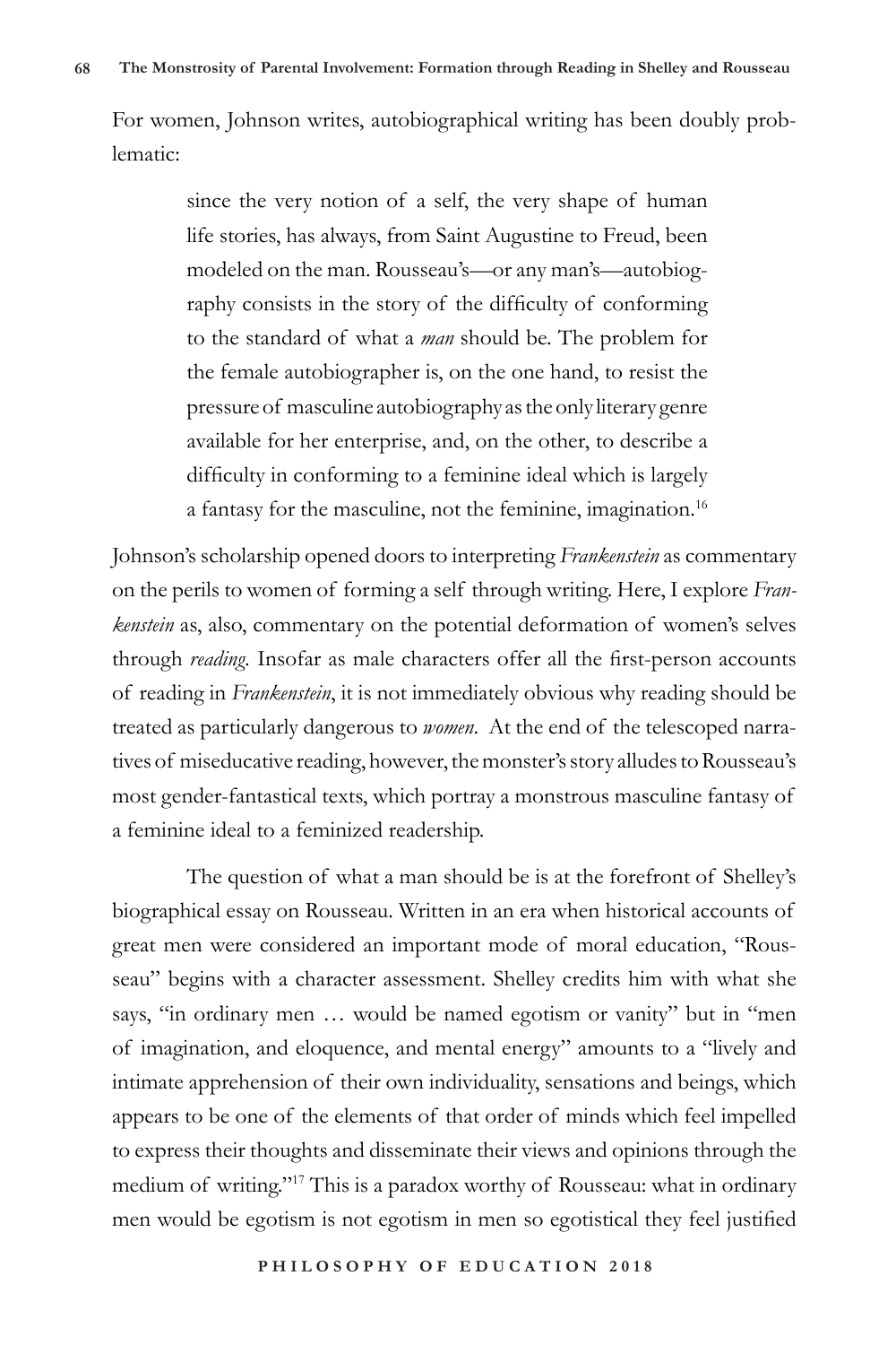For women, Johnson writes, autobiographical writing has been doubly problematic:

> since the very notion of a self, the very shape of human life stories, has always, from Saint Augustine to Freud, been modeled on the man. Rousseau's—or any man's—autobiography consists in the story of the difficulty of conforming to the standard of what a *man* should be. The problem for the female autobiographer is, on the one hand, to resist the pressure of masculine autobiography as the only literary genre available for her enterprise, and, on the other, to describe a difficulty in conforming to a feminine ideal which is largely a fantasy for the masculine, not the feminine, imagination.[16]

Johnson's scholarship opened doors to interpreting *Frankenstein* as commentary on the perils to women of forming a self through writing. Here, I explore *Frankenstein* as, also, commentary on the potential deformation of women's selves through *reading*. Insofar as male characters offer all the first-person accounts of reading in *Frankenstein*, it is not immediately obvious why reading should be treated as particularly dangerous to *women*. At the end of the telescoped narratives of miseducative reading, however, the monster's story alludes to Rousseau's most gender-fantastical texts, which portray a monstrous masculine fantasy of a feminine ideal to a feminized readership.

The question of what a man should be is at the forefront of Shelley's biographical essay on Rousseau. Written in an era when historical accounts of great men were considered an important mode of moral education, "Rousseau" begins with a character assessment. Shelley credits him with what she says, "in ordinary men … would be named egotism or vanity" but in "men of imagination, and eloquence, and mental energy" amounts to a "lively and intimate apprehension of their own individuality, sensations and beings, which appears to be one of the elements of that order of minds which feel impelled to express their thoughts and disseminate their views and opinions through the medium of writing."[17] This is a paradox worthy of Rousseau: what in ordinary men would be egotism is not egotism in men so egotistical they feel justified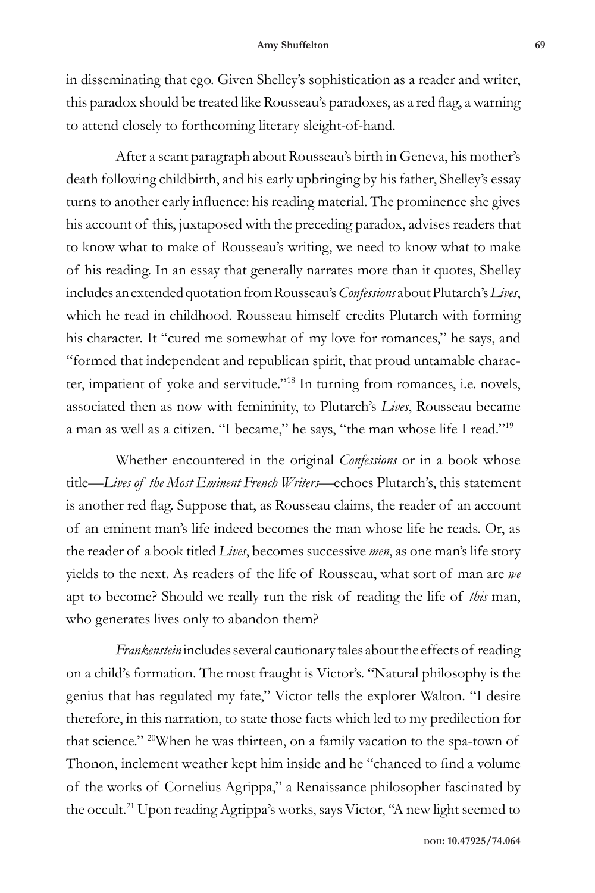in disseminating that ego. Given Shelley's sophistication as a reader and writer, this paradox should be treated like Rousseau's paradoxes, as a red flag, a warning to attend closely to forthcoming literary sleight-of-hand.

After a scant paragraph about Rousseau's birth in Geneva, his mother's death following childbirth, and his early upbringing by his father, Shelley's essay turns to another early influence: his reading material. The prominence she gives his account of this, juxtaposed with the preceding paradox, advises readers that to know what to make of Rousseau's writing, we need to know what to make of his reading. In an essay that generally narrates more than it quotes, Shelley includes an extended quotation from Rousseau's *Confessions* about Plutarch's *Lives*, which he read in childhood. Rousseau himself credits Plutarch with forming his character. It "cured me somewhat of my love for romances," he says, and "formed that independent and republican spirit, that proud untamable character, impatient of yoke and servitude."[18] In turning from romances, i.e. novels, associated then as now with femininity, to Plutarch's *Lives*, Rousseau became a man as well as a citizen. "I became," he says, "the man whose life I read."[19]

Whether encountered in the original *Confessions* or in a book whose title—*Lives of the Most Eminent French Writers*—echoes Plutarch's, this statement is another red flag. Suppose that, as Rousseau claims, the reader of an account of an eminent man's life indeed becomes the man whose life he reads. Or, as the reader of a book titled *Lives*, becomes successive *men*, as one man's life story yields to the next. As readers of the life of Rousseau, what sort of man are *we* apt to become? Should we really run the risk of reading the life of *this* man, who generates lives only to abandon them?

*Frankenstein* includes several cautionary tales about the effects of reading on a child's formation. The most fraught is Victor's. "Natural philosophy is the genius that has regulated my fate," Victor tells the explorer Walton. "I desire therefore, in this narration, to state those facts which led to my predilection for that science." [20]When he was thirteen, on a family vacation to the spa-town of Thonon, inclement weather kept him inside and he "chanced to find a volume of the works of Cornelius Agrippa," a Renaissance philosopher fascinated by the occult.[21] Upon reading Agrippa's works, says Victor, "A new light seemed to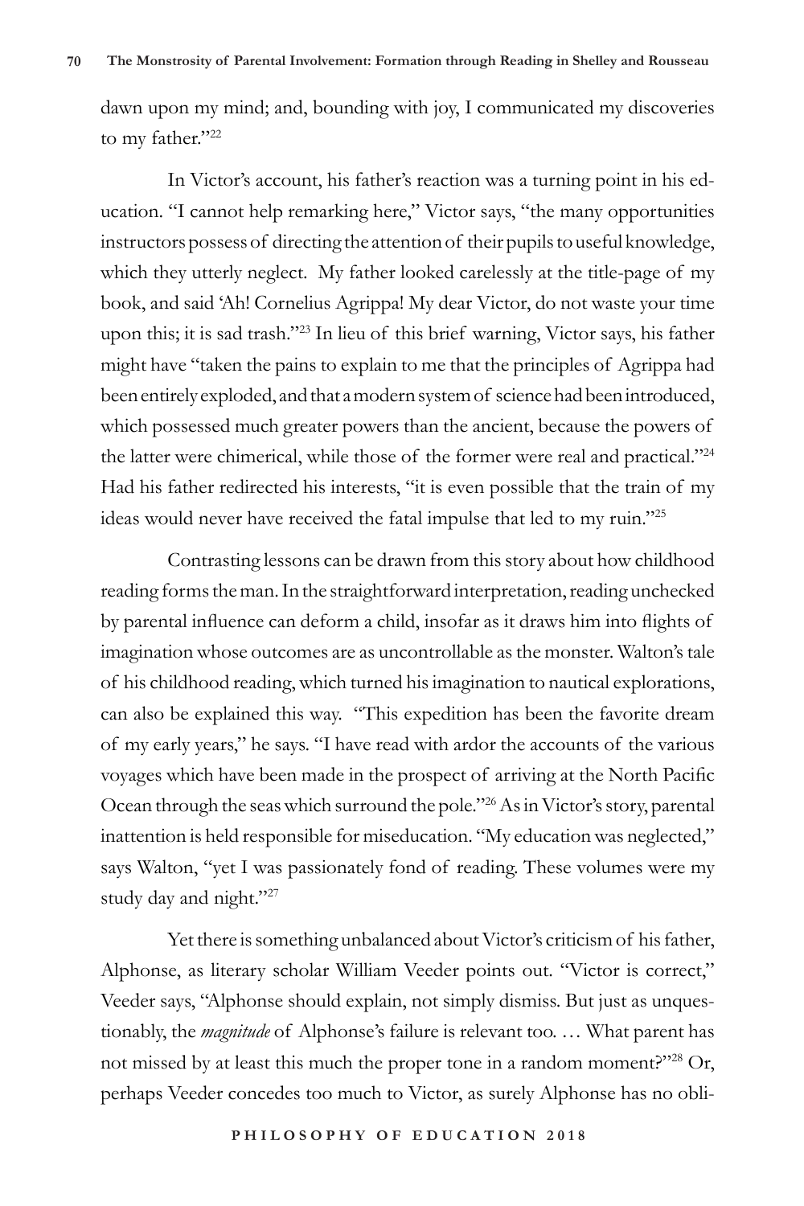dawn upon my mind; and, bounding with joy, I communicated my discoveries to my father."[22]

In Victor's account, his father's reaction was a turning point in his education. "I cannot help remarking here," Victor says, "the many opportunities instructors possess of directing the attention of their pupils to useful knowledge, which they utterly neglect. My father looked carelessly at the title-page of my book, and said 'Ah! Cornelius Agrippa! My dear Victor, do not waste your time upon this; it is sad trash."[23] In lieu of this brief warning, Victor says, his father might have "taken the pains to explain to me that the principles of Agrippa had been entirely exploded, and that a modern system of science had been introduced, which possessed much greater powers than the ancient, because the powers of the latter were chimerical, while those of the former were real and practical."[24] Had his father redirected his interests, "it is even possible that the train of my ideas would never have received the fatal impulse that led to my ruin."[25]

Contrasting lessons can be drawn from this story about how childhood reading forms the man. In the straightforward interpretation, reading unchecked by parental influence can deform a child, insofar as it draws him into flights of imagination whose outcomes are as uncontrollable as the monster. Walton's tale of his childhood reading, which turned his imagination to nautical explorations, can also be explained this way. "This expedition has been the favorite dream of my early years," he says. "I have read with ardor the accounts of the various voyages which have been made in the prospect of arriving at the North Pacific Ocean through the seas which surround the pole."[26] As in Victor's story, parental inattention is held responsible for miseducation. "My education was neglected," says Walton, "yet I was passionately fond of reading. These volumes were my study day and night."[27]

Yet there is something unbalanced about Victor's criticism of his father, Alphonse, as literary scholar William Veeder points out. "Victor is correct," Veeder says, "Alphonse should explain, not simply dismiss. But just as unquestionably, the *magnitude* of Alphonse's failure is relevant too. … What parent has not missed by at least this much the proper tone in a random moment?"[28] Or, perhaps Veeder concedes too much to Victor, as surely Alphonse has no obli-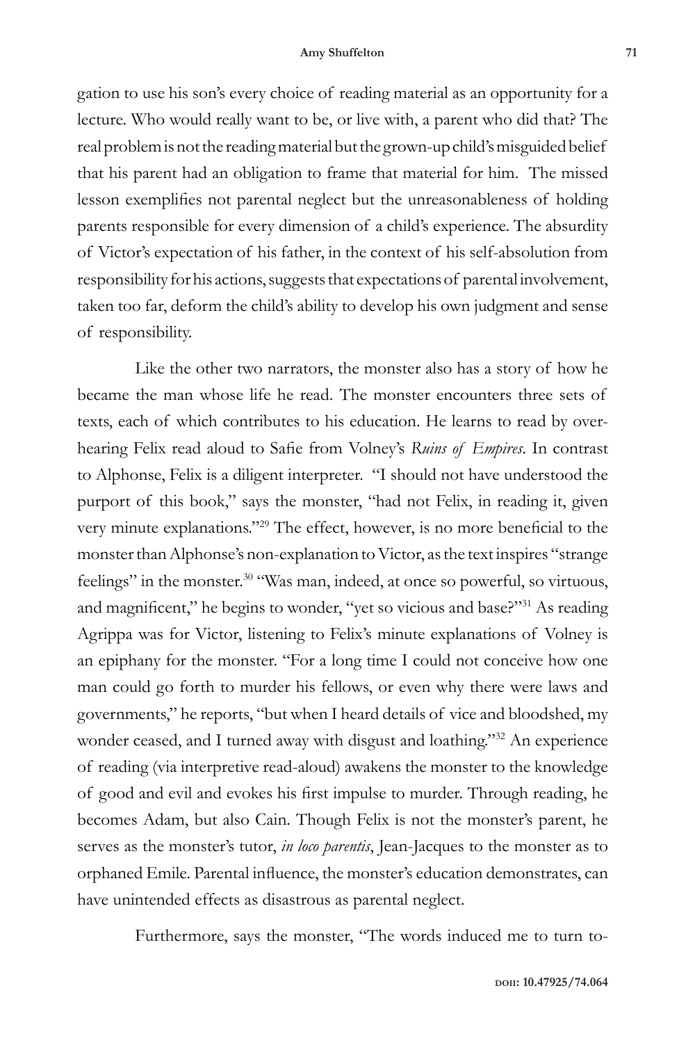gation to use his son's every choice of reading material as an opportunity for a lecture. Who would really want to be, or live with, a parent who did that? The real problem is not the reading material but the grown-up child's misguided belief that his parent had an obligation to frame that material for him. The missed lesson exemplifies not parental neglect but the unreasonableness of holding parents responsible for every dimension of a child's experience. The absurdity of Victor's expectation of his father, in the context of his self-absolution from responsibility for his actions, suggests that expectations of parental involvement, taken too far, deform the child's ability to develop his own judgment and sense of responsibility.

Like the other two narrators, the monster also has a story of how he became the man whose life he read. The monster encounters three sets of texts, each of which contributes to his education. He learns to read by overhearing Felix read aloud to Safie from Volney's *Ruins of Empires*. In contrast to Alphonse, Felix is a diligent interpreter. "I should not have understood the purport of this book," says the monster, "had not Felix, in reading it, given very minute explanations."[29] The effect, however, is no more beneficial to the monster than Alphonse's non-explanation to Victor, as the text inspires "strange feelings" in the monster.[30] "Was man, indeed, at once so powerful, so virtuous, and magnificent," he begins to wonder, "yet so vicious and base?"[31] As reading Agrippa was for Victor, listening to Felix's minute explanations of Volney is an epiphany for the monster. "For a long time I could not conceive how one man could go forth to murder his fellows, or even why there were laws and governments," he reports, "but when I heard details of vice and bloodshed, my wonder ceased, and I turned away with disgust and loathing."[32] An experience of reading (via interpretive read-aloud) awakens the monster to the knowledge of good and evil and evokes his first impulse to murder. Through reading, he becomes Adam, but also Cain. Though Felix is not the monster's parent, he serves as the monster's tutor, *in loco parentis*, Jean-Jacques to the monster as to orphaned Emile. Parental influence, the monster's education demonstrates, can have unintended effects as disastrous as parental neglect.

Furthermore, says the monster, "The words induced me to turn to-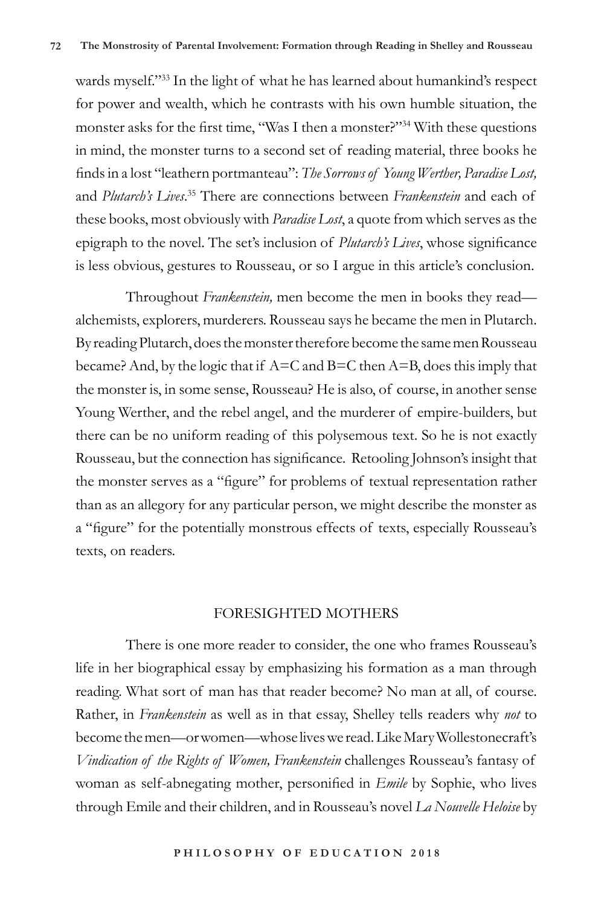wards myself."[33] In the light of what he has learned about humankind's respect for power and wealth, which he contrasts with his own humble situation, the monster asks for the first time, "Was I then a monster?"[34] With these questions in mind, the monster turns to a second set of reading material, three books he finds in a lost "leathern portmanteau": *The Sorrows of Young Werther, Paradise Lost,* and *Plutarch's Lives*.[35] There are connections between *Frankenstein* and each of these books, most obviously with *Paradise Lost*, a quote from which serves as the epigraph to the novel. The set's inclusion of *Plutarch's Lives*, whose significance is less obvious, gestures to Rousseau, or so I argue in this article's conclusion.

Throughout *Frankenstein,* men become the men in books they read—alchemists, explorers, murderers. Rousseau says he became the men in Plutarch. By reading Plutarch, does the monster therefore become the same men Rousseau became? And, by the logic that if A=C and B=C then A=B, does this imply that the monster is, in some sense, Rousseau? He is also, of course, in another sense Young Werther, and the rebel angel, and the murderer of empire-builders, but there can be no uniform reading of this polysemous text. So he is not exactly Rousseau, but the connection has significance. Retooling Johnson's insight that the monster serves as a "figure" for problems of textual representation rather than as an allegory for any particular person, we might describe the monster as a "figure" for the potentially monstrous effects of texts, especially Rousseau's texts, on readers.

## FORESIGHTED MOTHERS

There is one more reader to consider, the one who frames Rousseau's life in her biographical essay by emphasizing his formation as a man through reading. What sort of man has that reader become? No man at all, of course. Rather, in *Frankenstein* as well as in that essay, Shelley tells readers why *not* to become the men—or women—whose lives we read. Like Mary Wollestonecraft's *Vindication of the Rights of Women, Frankenstein* challenges Rousseau's fantasy of woman as self-abnegating mother, personified in *Emile* by Sophie, who lives through Emile and their children, and in Rousseau's novel *La Nouvelle Heloise* by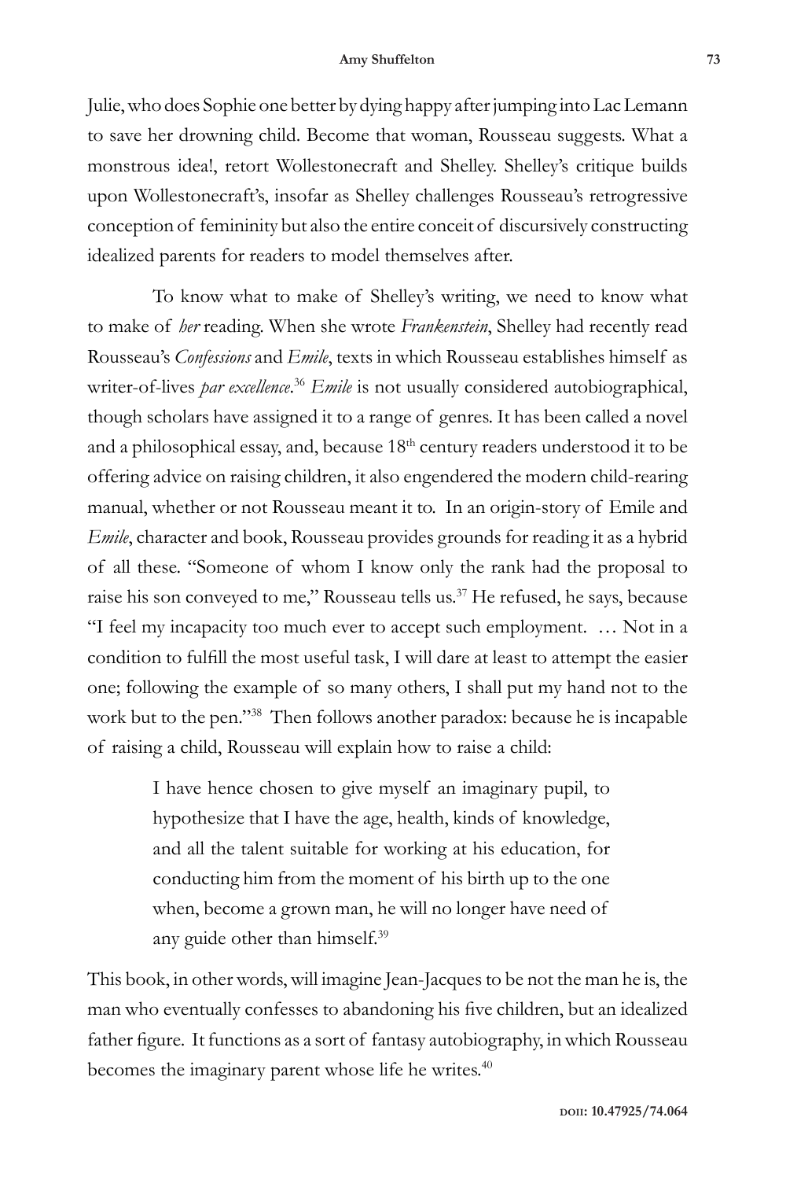Julie, who does Sophie one better by dying happy after jumping into Lac Lemann to save her drowning child. Become that woman, Rousseau suggests. What a monstrous idea!, retort Wollestonecraft and Shelley. Shelley's critique builds upon Wollestonecraft's, insofar as Shelley challenges Rousseau's retrogressive conception of femininity but also the entire conceit of discursively constructing idealized parents for readers to model themselves after.

To know what to make of Shelley's writing, we need to know what to make of *her* reading. When she wrote *Frankenstein*, Shelley had recently read Rousseau's *Confessions* and *Emile*, texts in which Rousseau establishes himself as writer-of-lives *par excellence*.[36] *Emile* is not usually considered autobiographical, though scholars have assigned it to a range of genres. It has been called a novel and a philosophical essay, and, because 18th century readers understood it to be offering advice on raising children, it also engendered the modern child-rearing manual, whether or not Rousseau meant it to. In an origin-story of Emile and *Emile*, character and book, Rousseau provides grounds for reading it as a hybrid of all these. "Someone of whom I know only the rank had the proposal to raise his son conveyed to me," Rousseau tells us.[37] He refused, he says, because "I feel my incapacity too much ever to accept such employment. … Not in a condition to fulfill the most useful task, I will dare at least to attempt the easier one; following the example of so many others, I shall put my hand not to the work but to the pen."[38] Then follows another paradox: because he is incapable of raising a child, Rousseau will explain how to raise a child:

> I have hence chosen to give myself an imaginary pupil, to hypothesize that I have the age, health, kinds of knowledge, and all the talent suitable for working at his education, for conducting him from the moment of his birth up to the one when, become a grown man, he will no longer have need of any guide other than himself.[39]

This book, in other words, will imagine Jean-Jacques to be not the man he is, the man who eventually confesses to abandoning his five children, but an idealized father figure. It functions as a sort of fantasy autobiography, in which Rousseau becomes the imaginary parent whose life he writes.[40]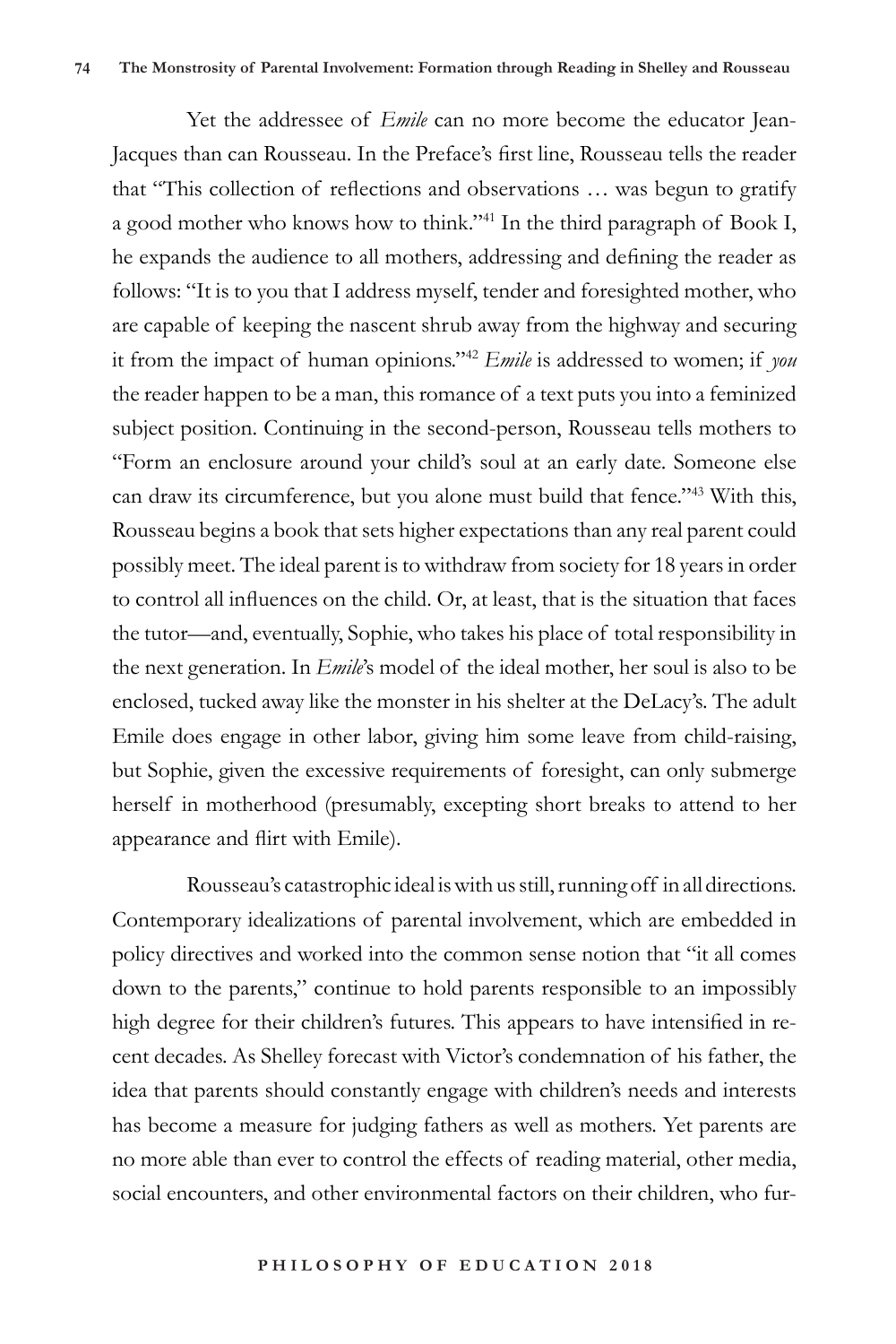Yet the addressee of *Emile* can no more become the educator Jean-Jacques than can Rousseau. In the Preface's first line, Rousseau tells the reader that "This collection of reflections and observations … was begun to gratify a good mother who knows how to think."[41] In the third paragraph of Book I, he expands the audience to all mothers, addressing and defining the reader as follows: "It is to you that I address myself, tender and foresighted mother, who are capable of keeping the nascent shrub away from the highway and securing it from the impact of human opinions."[42] *Emile* is addressed to women; if *you* the reader happen to be a man, this romance of a text puts you into a feminized subject position. Continuing in the second-person, Rousseau tells mothers to "Form an enclosure around your child's soul at an early date. Someone else can draw its circumference, but you alone must build that fence."[43] With this, Rousseau begins a book that sets higher expectations than any real parent could possibly meet. The ideal parent is to withdraw from society for 18 years in order to control all influences on the child. Or, at least, that is the situation that faces the tutor—and, eventually, Sophie, who takes his place of total responsibility in the next generation. In *Emile*'s model of the ideal mother, her soul is also to be enclosed, tucked away like the monster in his shelter at the DeLacy's. The adult Emile does engage in other labor, giving him some leave from child-raising, but Sophie, given the excessive requirements of foresight, can only submerge herself in motherhood (presumably, excepting short breaks to attend to her appearance and flirt with Emile).

Rousseau's catastrophic ideal is with us still, running off in all directions. Contemporary idealizations of parental involvement, which are embedded in policy directives and worked into the common sense notion that "it all comes down to the parents," continue to hold parents responsible to an impossibly high degree for their children's futures. This appears to have intensified in recent decades. As Shelley forecast with Victor's condemnation of his father, the idea that parents should constantly engage with children's needs and interests has become a measure for judging fathers as well as mothers. Yet parents are no more able than ever to control the effects of reading material, other media, social encounters, and other environmental factors on their children, who fur-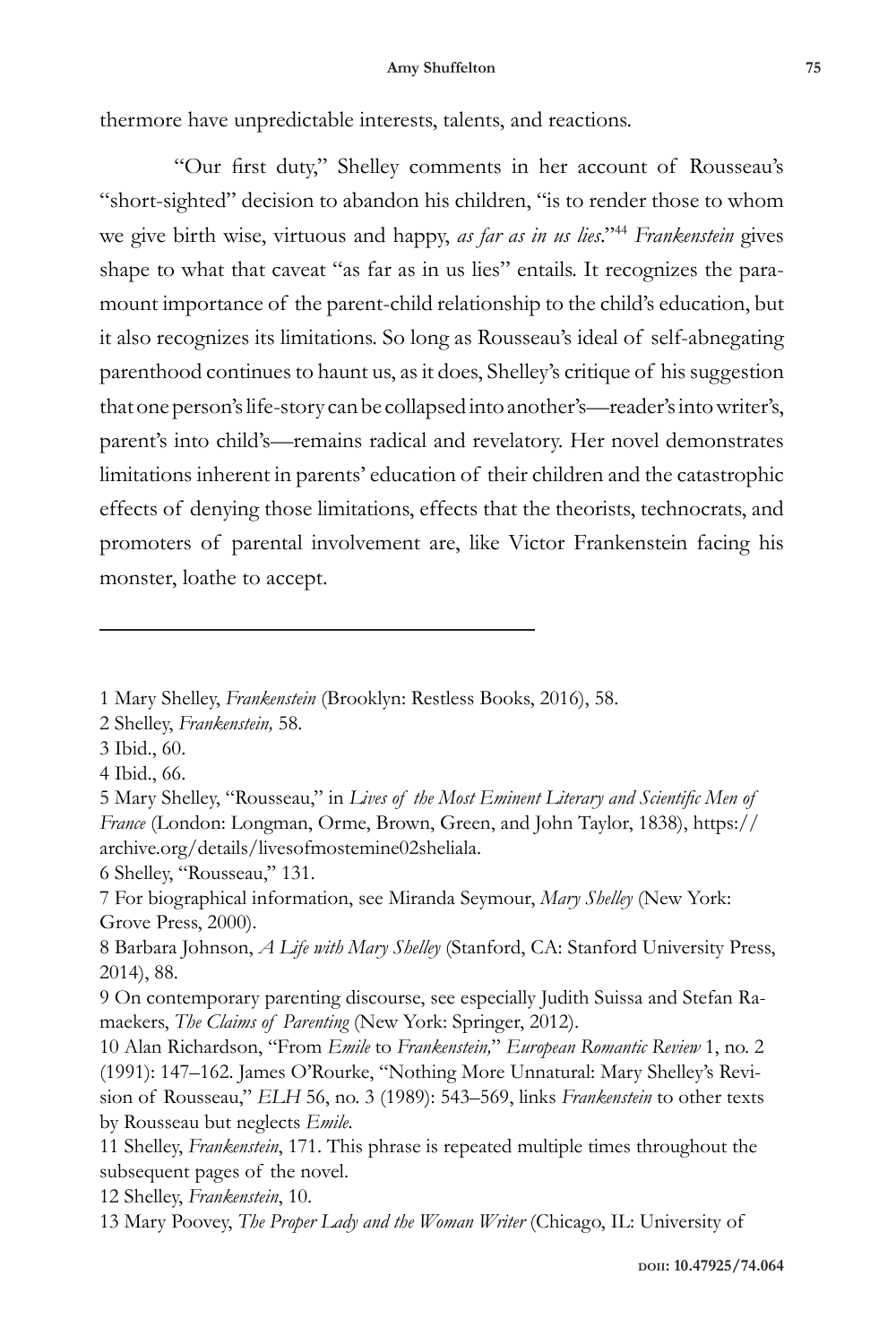thermore have unpredictable interests, talents, and reactions.

"Our first duty," Shelley comments in her account of Rousseau's "short-sighted" decision to abandon his children, "is to render those to whom we give birth wise, virtuous and happy, *as far as in us lies*."[44] *Frankenstein* gives shape to what that caveat "as far as in us lies" entails. It recognizes the paramount importance of the parent-child relationship to the child's education, but it also recognizes its limitations. So long as Rousseau's ideal of self-abnegating parenthood continues to haunt us, as it does, Shelley's critique of his suggestion that one person's life-story can be collapsed into another's—reader's into writer's, parent's into child's—remains radical and revelatory. Her novel demonstrates limitations inherent in parents' education of their children and the catastrophic effects of denying those limitations, effects that the theorists, technocrats, and promoters of parental involvement are, like Victor Frankenstein facing his monster, loathe to accept.

---

1 Mary Shelley, *Frankenstein* (Brooklyn: Restless Books, 2016), 58.

2 Shelley, *Frankenstein,* 58.

3 Ibid., 60.

4 Ibid., 66.

5 Mary Shelley, "Rousseau," in *Lives of the Most Eminent Literary and Scientific Men of France* (London: Longman, Orme, Brown, Green, and John Taylor, 1838), https://archive.org/details/livesofmostemine02sheliala.

6 Shelley, "Rousseau," 131.

7 For biographical information, see Miranda Seymour, *Mary Shelley* (New York: Grove Press, 2000).

8 Barbara Johnson, *A Life with Mary Shelley* (Stanford, CA: Stanford University Press, 2014), 88.

9 On contemporary parenting discourse, see especially Judith Suissa and Stefan Ramaekers, *The Claims of Parenting* (New York: Springer, 2012).

10 Alan Richardson, "From *Emile* to *Frankenstein,*" *European Romantic Review* 1, no. 2 (1991): 147–162. James O'Rourke, "Nothing More Unnatural: Mary Shelley's Revision of Rousseau," *ELH* 56, no. 3 (1989): 543–569, links *Frankenstein* to other texts by Rousseau but neglects *Emile.*

11 Shelley, *Frankenstein*, 171. This phrase is repeated multiple times throughout the subsequent pages of the novel.

12 Shelley, *Frankenstein*, 10.

13 Mary Poovey, *The Proper Lady and the Woman Writer* (Chicago, IL: University of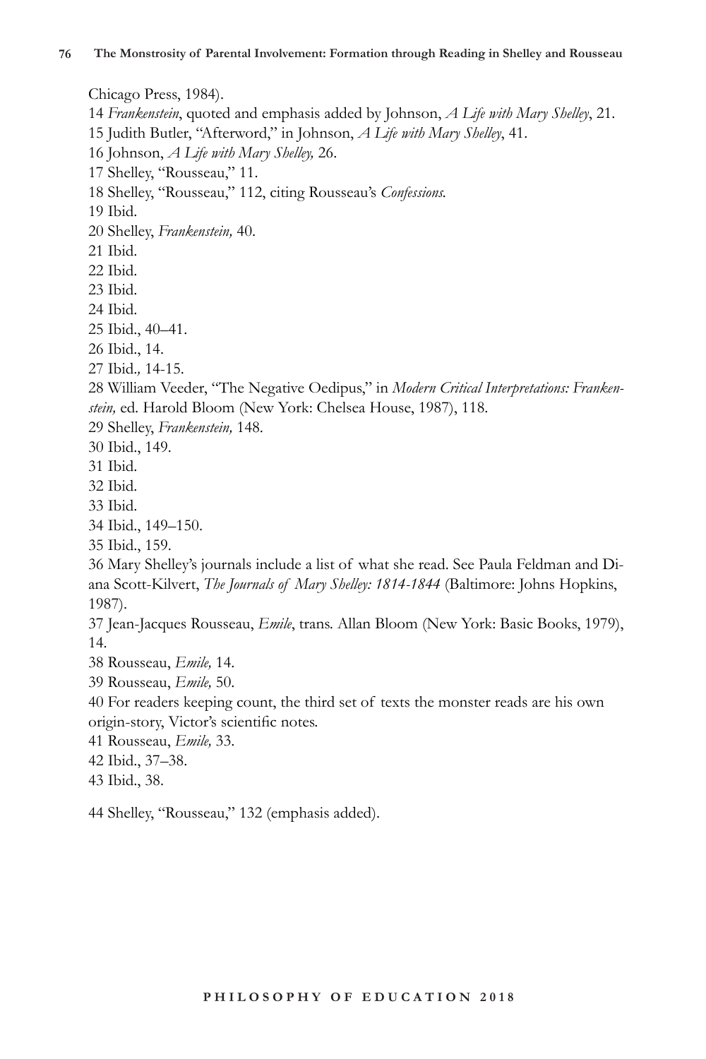Chicago Press, 1984).

14 *Frankenstein*, quoted and emphasis added by Johnson, *A Life with Mary Shelley*, 21.

15 Judith Butler, "Afterword," in Johnson, *A Life with Mary Shelley*, 41.

16 Johnson, *A Life with Mary Shelley,* 26.

17 Shelley, "Rousseau," 11.

18 Shelley, "Rousseau," 112, citing Rousseau's *Confessions.*

19 Ibid.

20 Shelley, *Frankenstein,* 40.

21 Ibid.

22 Ibid.

23 Ibid.

24 Ibid.

25 Ibid., 40–41.

26 Ibid., 14.

27 Ibid.*,* 14-15.

28 William Veeder, "The Negative Oedipus," in *Modern Critical Interpretations: Frankenstein,* ed. Harold Bloom (New York: Chelsea House, 1987), 118.

29 Shelley, *Frankenstein,* 148.

30 Ibid., 149.

31 Ibid.

32 Ibid.

33 Ibid.

34 Ibid., 149–150.

35 Ibid., 159.

36 Mary Shelley's journals include a list of what she read. See Paula Feldman and Diana Scott-Kilvert, *The Journals of Mary Shelley: 1814-1844* (Baltimore: Johns Hopkins, 1987).

37 Jean-Jacques Rousseau, *Emile*, trans. Allan Bloom (New York: Basic Books, 1979), 14.

38 Rousseau, *Emile,* 14.

39 Rousseau, *Emile,* 50.

40 For readers keeping count, the third set of texts the monster reads are his own origin-story, Victor's scientific notes.

41 Rousseau, *Emile,* 33.

42 Ibid., 37–38.

43 Ibid., 38.

44 Shelley, "Rousseau," 132 (emphasis added).